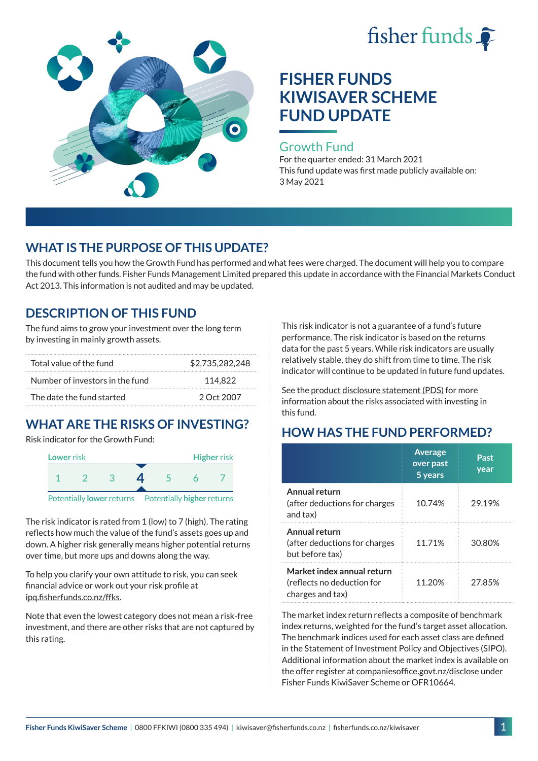fisher funds

# FISHER FUNDS KIWISAVER SCHEME FUND UPDATE

## Growth Fund

For the quarter ended: 31 March 2021

This fund update was first made publicly available on: 3 May 2021

## WHAT IS THE PURPOSE OF THIS UPDATE?

This document tells you how the Growth Fund has performed and what fees were charged. The document will help you to compare the fund with other funds. Fisher Funds Management Limited prepared this update in accordance with the Financial Markets Conduct Act 2013. This information is not audited and may be updated.

## DESCRIPTION OF THIS FUND

The fund aims to grow your investment over the long term by investing in mainly growth assets.

| | |
|---|---|
| Total value of the fund | $2,735,282,248 |
| Number of investors in the fund | 114,822 |
| The date the fund started | 2 Oct 2007 |

## WHAT ARE THE RISKS OF INVESTING?

Risk indicator for the Growth Fund:

| Lower risk | | | | | | Higher risk |
|---|---|---|---|---|---|---|
| 1 | 2 | 3 | **4** | 5 | 6 | 7 |

Potentially **lower** returns — Potentially **higher** returns

The risk indicator is rated from 1 (low) to 7 (high). The rating reflects how much the value of the fund's assets goes up and down. A higher risk generally means higher potential returns over time, but more ups and downs along the way.

To help you clarify your own attitude to risk, you can seek financial advice or work out your risk profile at ipq.fisherfunds.co.nz/ffks.

Note that even the lowest category does not mean a risk-free investment, and there are other risks that are not captured by this rating.

This risk indicator is not a guarantee of a fund's future performance. The risk indicator is based on the returns data for the past 5 years. While risk indicators are usually relatively stable, they do shift from time to time. The risk indicator will continue to be updated in future fund updates.

See the product disclosure statement (PDS) for more information about the risks associated with investing in this fund.

## HOW HAS THE FUND PERFORMED?

| | Average over past 5 years | Past year |
|---|---|---|
| **Annual return** (after deductions for charges and tax) | 10.74% | 29.19% |
| **Annual return** (after deductions for charges but before tax) | 11.71% | 30.80% |
| **Market index annual return** (reflects no deduction for charges and tax) | 11.20% | 27.85% |

The market index return reflects a composite of benchmark index returns, weighted for the fund's target asset allocation. The benchmark indices used for each asset class are defined in the Statement of Investment Policy and Objectives (SIPO). Additional information about the market index is available on the offer register at companiesoffice.govt.nz/disclose under Fisher Funds KiwiSaver Scheme or OFR10664.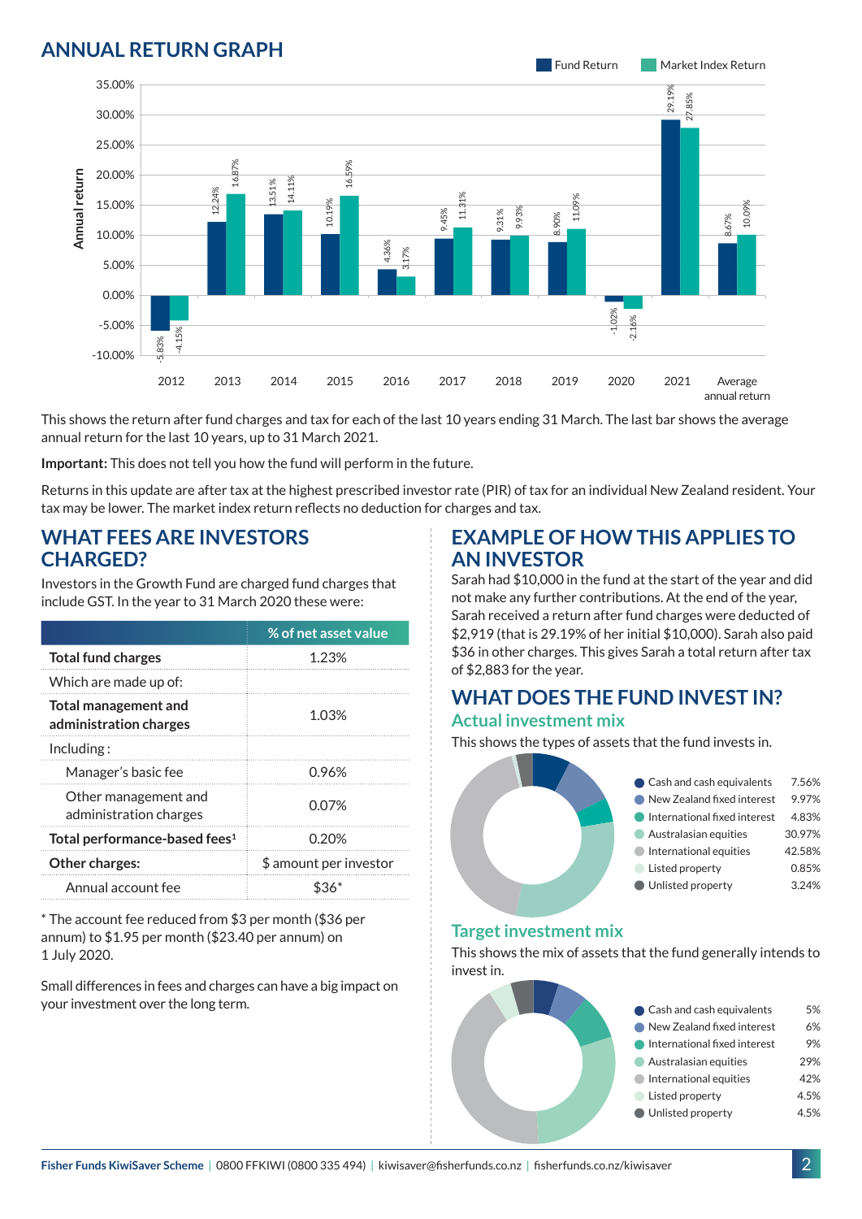## ANNUAL RETURN GRAPH

| Year | Fund Return | Market Index Return |
|---|---|---|
| 2012 | -5.83% | -4.15% |
| 2013 | 12.24% | 16.87% |
| 2014 | 13.51% | 14.11% |
| 2015 | 10.19% | 16.59% |
| 2016 | 4.36% | 3.17% |
| 2017 | 9.45% | 11.31% |
| 2018 | 9.31% | 9.93% |
| 2019 | 8.90% | 11.09% |
| 2020 | -1.02% | -2.16% |
| 2021 | 29.19% | 27.85% |
| Average annual return | 8.67% | 10.09% |

This shows the return after fund charges and tax for each of the last 10 years ending 31 March. The last bar shows the average annual return for the last 10 years, up to 31 March 2021.

**Important:** This does not tell you how the fund will perform in the future.

Returns in this update are after tax at the highest prescribed investor rate (PIR) of tax for an individual New Zealand resident. Your tax may be lower. The market index return reflects no deduction for charges and tax.

## WHAT FEES ARE INVESTORS CHARGED?

Investors in the Growth Fund are charged fund charges that include GST. In the year to 31 March 2020 these were:

| | % of net asset value |
|---|---|
| **Total fund charges** | 1.23% |
| Which are made up of: | |
| **Total management and administration charges** | 1.03% |
| Including : | |
| Manager's basic fee | 0.96% |
| Other management and administration charges | 0.07% |
| **Total performance-based fees**[1] | 0.20% |
| **Other charges:** | $ amount per investor |
| Annual account fee | $36* |

\* The account fee reduced from $3 per month ($36 per annum) to $1.95 per month ($23.40 per annum) on 1 July 2020.

Small differences in fees and charges can have a big impact on your investment over the long term.

## EXAMPLE OF HOW THIS APPLIES TO AN INVESTOR

Sarah had $10,000 in the fund at the start of the year and did not make any further contributions. At the end of the year, Sarah received a return after fund charges were deducted of $2,919 (that is 29.19% of her initial $10,000). Sarah also paid $36 in other charges. This gives Sarah a total return after tax of $2,883 for the year.

## WHAT DOES THE FUND INVEST IN?

### Actual investment mix

This shows the types of assets that the fund invests in.

| Asset type | % |
|---|---|
| Cash and cash equivalents | 7.56% |
| New Zealand fixed interest | 9.97% |
| International fixed interest | 4.83% |
| Australasian equities | 30.97% |
| International equities | 42.58% |
| Listed property | 0.85% |
| Unlisted property | 3.24% |

### Target investment mix

This shows the mix of assets that the fund generally intends to invest in.

| Asset type | % |
|---|---|
| Cash and cash equivalents | 5% |
| New Zealand fixed interest | 6% |
| International fixed interest | 9% |
| Australasian equities | 29% |
| International equities | 42% |
| Listed property | 4.5% |
| Unlisted property | 4.5% |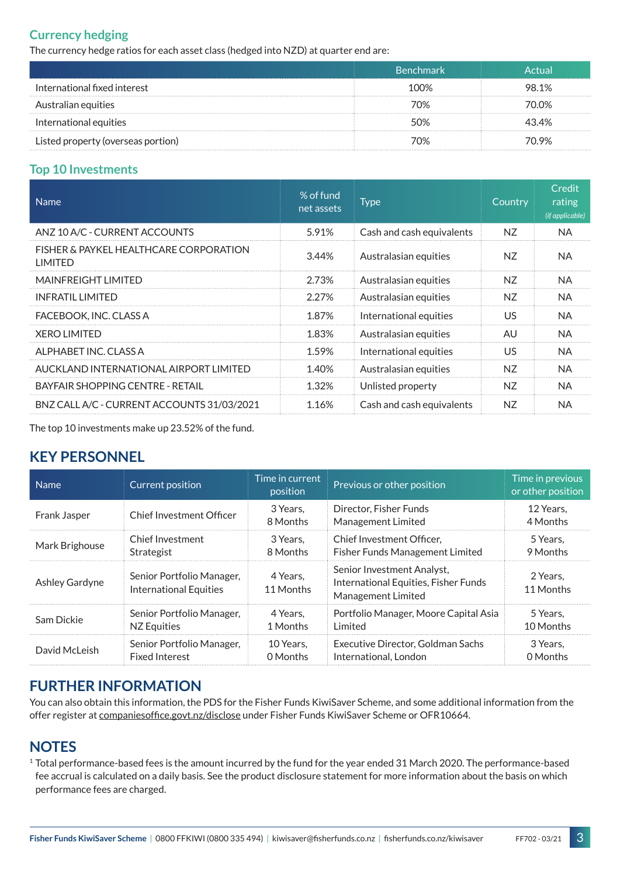## Currency hedging

The currency hedge ratios for each asset class (hedged into NZD) at quarter end are:

| | Benchmark | Actual |
|---|---|---|
| International fixed interest | 100% | 98.1% |
| Australian equities | 70% | 70.0% |
| International equities | 50% | 43.4% |
| Listed property (overseas portion) | 70% | 70.9% |

## Top 10 Investments

| Name | % of fund net assets | Type | Country | Credit rating *(if applicable)* |
|---|---|---|---|---|
| ANZ 10 A/C - CURRENT ACCOUNTS | 5.91% | Cash and cash equivalents | NZ | NA |
| FISHER & PAYKEL HEALTHCARE CORPORATION LIMITED | 3.44% | Australasian equities | NZ | NA |
| MAINFREIGHT LIMITED | 2.73% | Australasian equities | NZ | NA |
| INFRATIL LIMITED | 2.27% | Australasian equities | NZ | NA |
| FACEBOOK, INC. CLASS A | 1.87% | International equities | US | NA |
| XERO LIMITED | 1.83% | Australasian equities | AU | NA |
| ALPHABET INC. CLASS A | 1.59% | International equities | US | NA |
| AUCKLAND INTERNATIONAL AIRPORT LIMITED | 1.40% | Australasian equities | NZ | NA |
| BAYFAIR SHOPPING CENTRE - RETAIL | 1.32% | Unlisted property | NZ | NA |
| BNZ CALL A/C - CURRENT ACCOUNTS 31/03/2021 | 1.16% | Cash and cash equivalents | NZ | NA |

The top 10 investments make up 23.52% of the fund.

## KEY PERSONNEL

| Name | Current position | Time in current position | Previous or other position | Time in previous or other position |
|---|---|---|---|---|
| Frank Jasper | Chief Investment Officer | 3 Years, 8 Months | Director, Fisher Funds Management Limited | 12 Years, 4 Months |
| Mark Brighouse | Chief Investment Strategist | 3 Years, 8 Months | Chief Investment Officer, Fisher Funds Management Limited | 5 Years, 9 Months |
| Ashley Gardyne | Senior Portfolio Manager, International Equities | 4 Years, 11 Months | Senior Investment Analyst, International Equities, Fisher Funds Management Limited | 2 Years, 11 Months |
| Sam Dickie | Senior Portfolio Manager, NZ Equities | 4 Years, 1 Months | Portfolio Manager, Moore Capital Asia Limited | 5 Years, 10 Months |
| David McLeish | Senior Portfolio Manager, Fixed Interest | 10 Years, 0 Months | Executive Director, Goldman Sachs International, London | 3 Years, 0 Months |

## FURTHER INFORMATION

You can also obtain this information, the PDS for the Fisher Funds KiwiSaver Scheme, and some additional information from the offer register at companiesoffice.govt.nz/disclose under Fisher Funds KiwiSaver Scheme or OFR10664.

## NOTES

[1] Total performance-based fees is the amount incurred by the fund for the year ended 31 March 2020. The performance-based fee accrual is calculated on a daily basis. See the product disclosure statement for more information about the basis on which performance fees are charged.